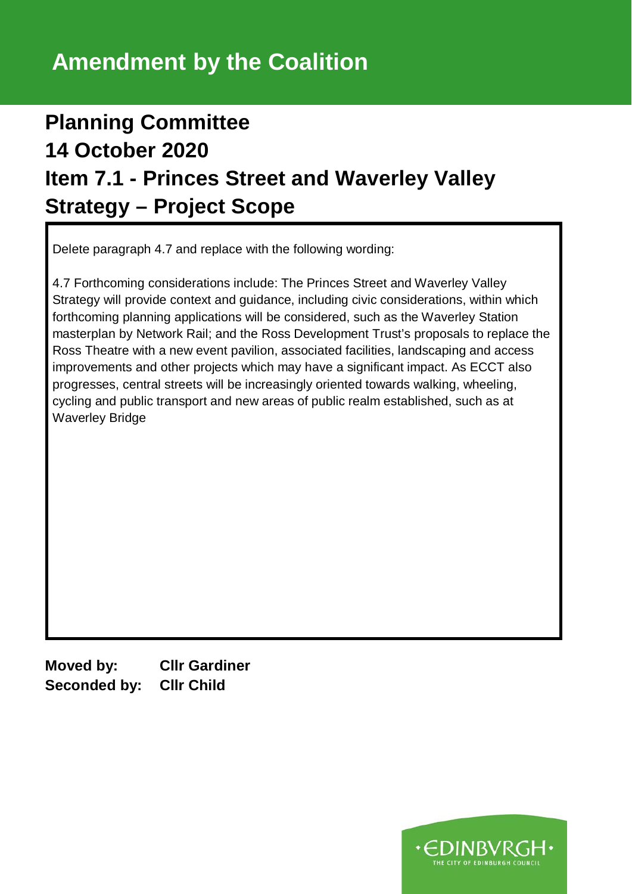# Amendment by the Coalition

## Planning Committee

## 14 October 2020

## Item 7.1 - Princes Street and Waverley Valley Strategy – Project Scope

Delete paragraph 4.7 and replace with the following wording:

4.7 Forthcoming considerations include: The Princes Street and Waverley Valley Strategy will provide context and guidance, including civic considerations, within which forthcoming planning applications will be considered, such as the Waverley Station masterplan by Network Rail; and the Ross Development Trust's proposals to replace the Ross Theatre with a new event pavilion, associated facilities, landscaping and access improvements and other projects which may have a significant impact. As ECCT also progresses, central streets will be increasingly oriented towards walking, wheeling, cycling and public transport and new areas of public realm established, such as at Waverley Bridge

**Moved by:** **Cllr Gardiner**
**Seconded by:** **Cllr Child**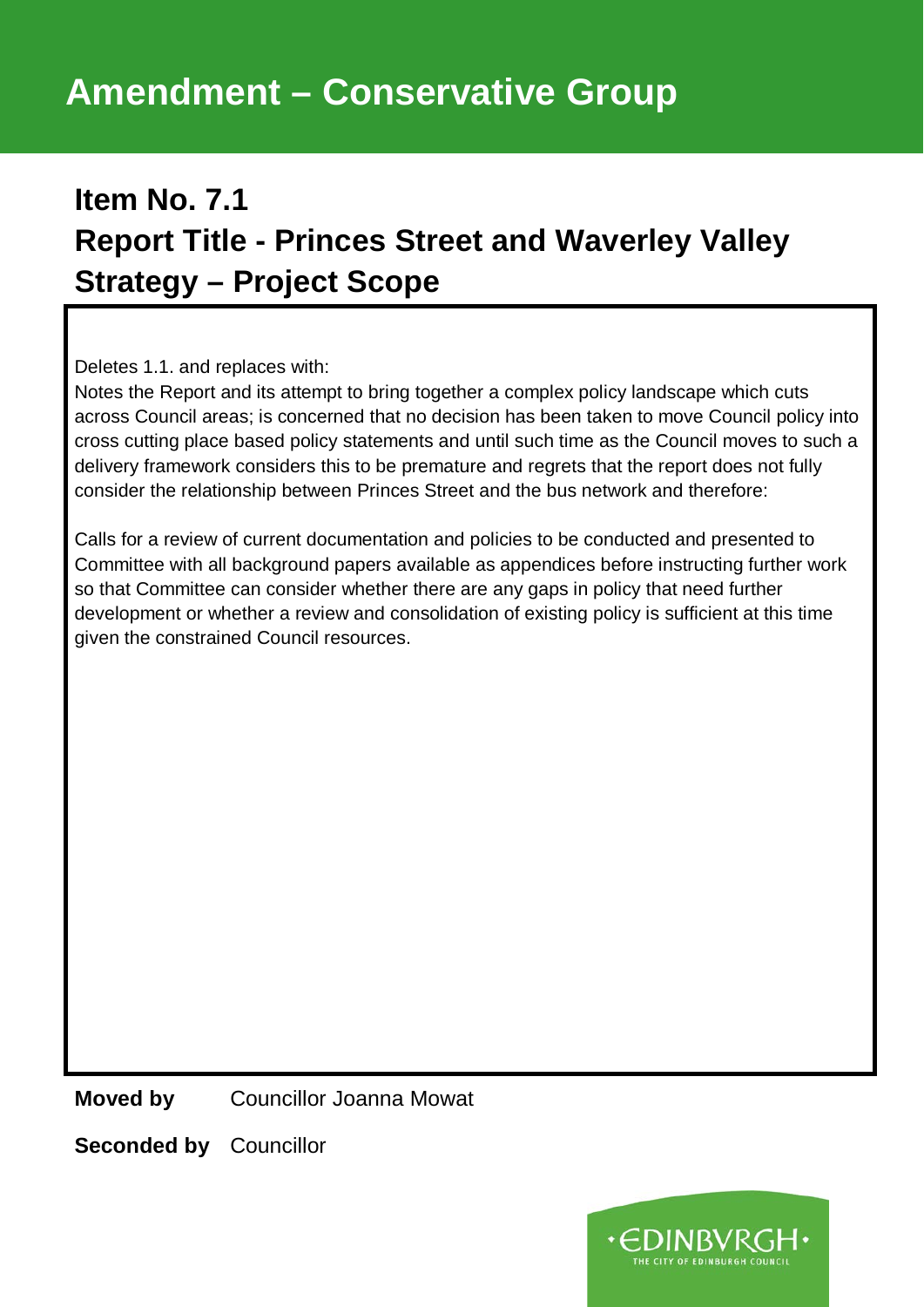# Amendment – Conservative Group

## Item No. 7.1
## Report Title - Princes Street and Waverley Valley Strategy – Project Scope

Deletes 1.1. and replaces with:
Notes the Report and its attempt to bring together a complex policy landscape which cuts across Council areas; is concerned that no decision has been taken to move Council policy into cross cutting place based policy statements and until such time as the Council moves to such a delivery framework considers this to be premature and regrets that the report does not fully consider the relationship between Princes Street and the bus network and therefore:

Calls for a review of current documentation and policies to be conducted and presented to Committee with all background papers available as appendices before instructing further work so that Committee can consider whether there are any gaps in policy that need further development or whether a review and consolidation of existing policy is sufficient at this time given the constrained Council resources.

**Moved by** Councillor Joanna Mowat

**Seconded by** Councillor

EDINBVRGH
THE CITY OF EDINBURGH COUNCIL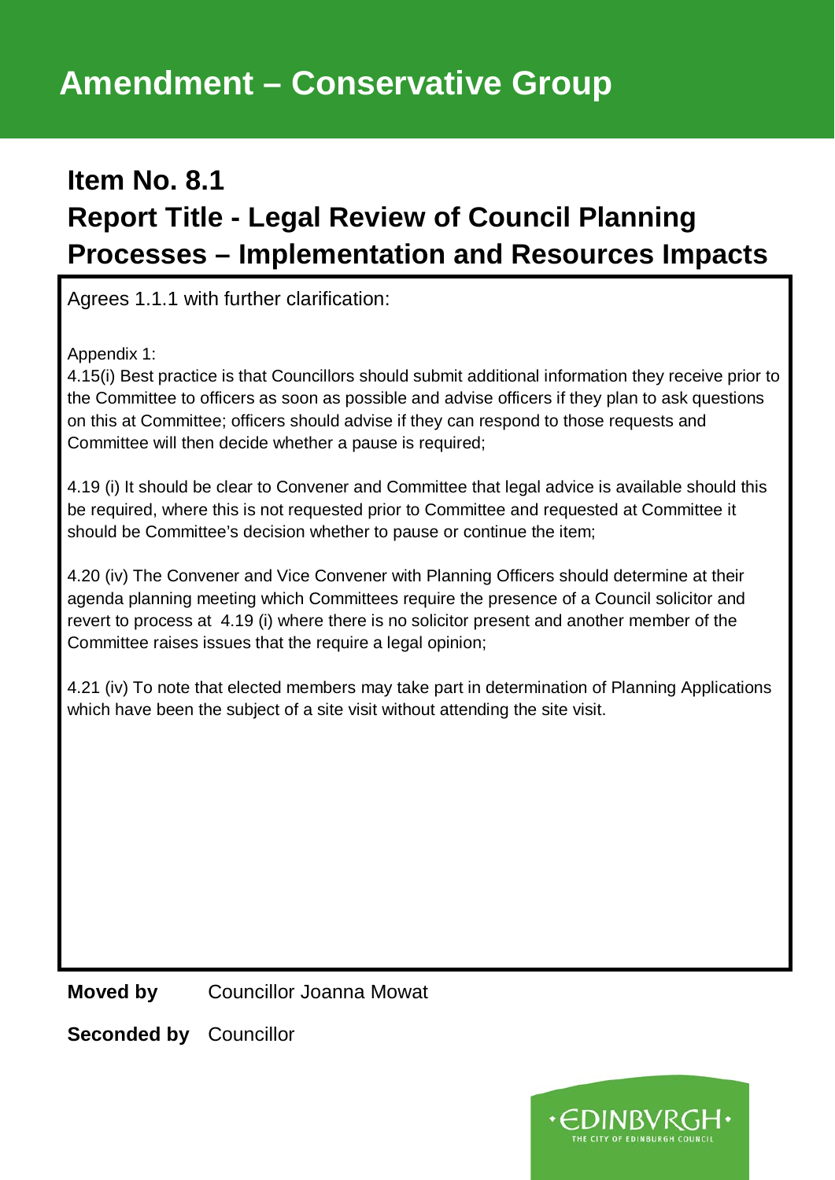# Amendment – Conservative Group

## Item No. 8.1

## Report Title - Legal Review of Council Planning Processes – Implementation and Resources Impacts

Agrees 1.1.1 with further clarification:

Appendix 1:

4.15(i) Best practice is that Councillors should submit additional information they receive prior to the Committee to officers as soon as possible and advise officers if they plan to ask questions on this at Committee; officers should advise if they can respond to those requests and Committee will then decide whether a pause is required;

4.19 (i) It should be clear to Convener and Committee that legal advice is available should this be required, where this is not requested prior to Committee and requested at Committee it should be Committee's decision whether to pause or continue the item;

4.20 (iv) The Convener and Vice Convener with Planning Officers should determine at their agenda planning meeting which Committees require the presence of a Council solicitor and revert to process at 4.19 (i) where there is no solicitor present and another member of the Committee raises issues that the require a legal opinion;

4.21 (iv) To note that elected members may take part in determination of Planning Applications which have been the subject of a site visit without attending the site visit.

**Moved by** Councillor Joanna Mowat

**Seconded by** Councillor

EDINBVRGH
THE CITY OF EDINBURGH COUNCIL